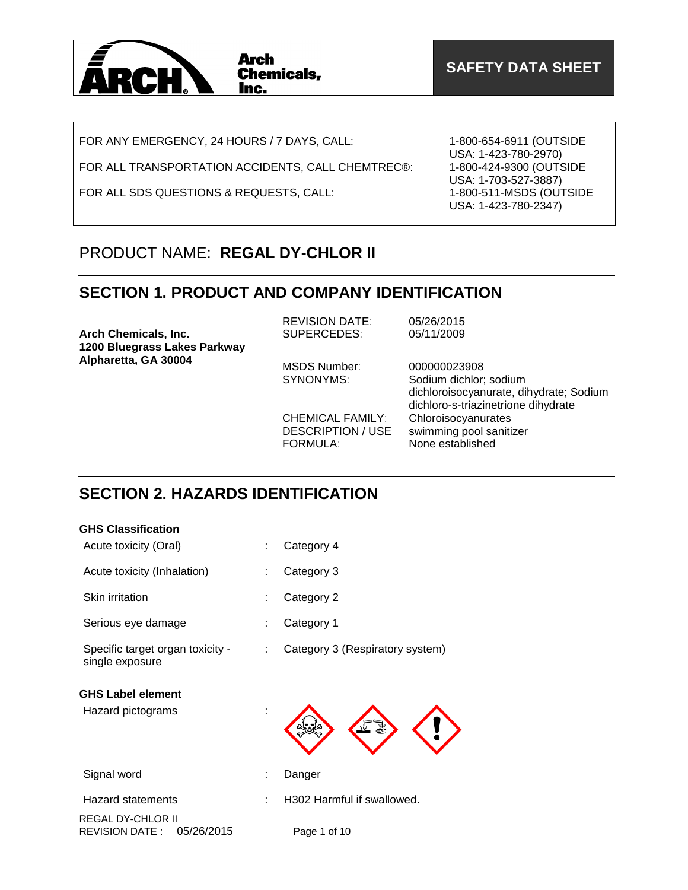Arch Chemicals, Inc.

**SAFETY DATA SHEET**

| | |
|---|---|
| FOR ANY EMERGENCY, 24 HOURS / 7 DAYS, CALL: | 1-800-654-6911 (OUTSIDE USA: 1-423-780-2970) |
| FOR ALL TRANSPORTATION ACCIDENTS, CALL CHEMTREC®: | 1-800-424-9300 (OUTSIDE USA: 1-703-527-3887) |
| FOR ALL SDS QUESTIONS & REQUESTS, CALL: | 1-800-511-MSDS (OUTSIDE USA: 1-423-780-2347) |

PRODUCT NAME: **REGAL DY-CHLOR II**

## SECTION 1. PRODUCT AND COMPANY IDENTIFICATION

**Arch Chemicals, Inc.**
**1200 Bluegrass Lakes Parkway**
**Alpharetta, GA 30004**

| | |
|---|---|
| REVISION DATE: | 05/26/2015 |
| SUPERCEDES: | 05/11/2009 |
| MSDS Number: | 000000023908 |
| SYNONYMS: | Sodium dichlor; sodium dichloroisocyanurate, dihydrate; Sodium dichloro-s-triazinetrione dihydrate |
| CHEMICAL FAMILY: | Chloroisocyanurates |
| DESCRIPTION / USE | swimming pool sanitizer |
| FORMULA: | None established |

## SECTION 2. HAZARDS IDENTIFICATION

**GHS Classification**

| | | |
|---|---|---|
| Acute toxicity (Oral) | : | Category 4 |
| Acute toxicity (Inhalation) | : | Category 3 |
| Skin irritation | : | Category 2 |
| Serious eye damage | : | Category 1 |
| Specific target organ toxicity - single exposure | : | Category 3 (Respiratory system) |

**GHS Label element**

| | | |
|---|---|---|
| Hazard pictograms | : | |
| Signal word | : | Danger |
| Hazard statements | : | H302 Harmful if swallowed. |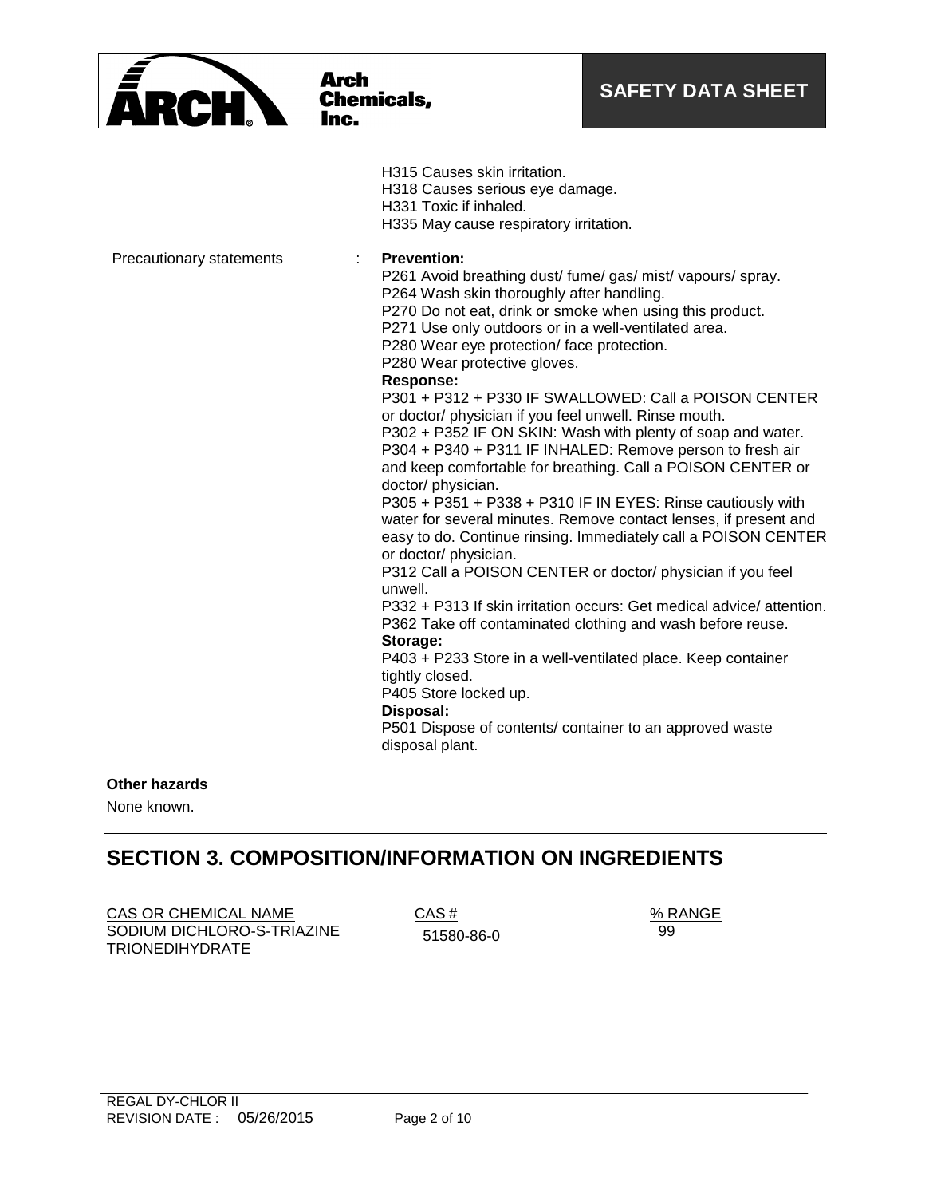H315 Causes skin irritation.
H318 Causes serious eye damage.
H331 Toxic if inhaled.
H335 May cause respiratory irritation.

Precautionary statements :

**Prevention:**
P261 Avoid breathing dust/ fume/ gas/ mist/ vapours/ spray.
P264 Wash skin thoroughly after handling.
P270 Do not eat, drink or smoke when using this product.
P271 Use only outdoors or in a well-ventilated area.
P280 Wear eye protection/ face protection.
P280 Wear protective gloves.

**Response:**
P301 + P312 + P330 IF SWALLOWED: Call a POISON CENTER or doctor/ physician if you feel unwell. Rinse mouth.
P302 + P352 IF ON SKIN: Wash with plenty of soap and water.
P304 + P340 + P311 IF INHALED: Remove person to fresh air and keep comfortable for breathing. Call a POISON CENTER or doctor/ physician.
P305 + P351 + P338 + P310 IF IN EYES: Rinse cautiously with water for several minutes. Remove contact lenses, if present and easy to do. Continue rinsing. Immediately call a POISON CENTER or doctor/ physician.
P312 Call a POISON CENTER or doctor/ physician if you feel unwell.
P332 + P313 If skin irritation occurs: Get medical advice/ attention.
P362 Take off contaminated clothing and wash before reuse.

**Storage:**
P403 + P233 Store in a well-ventilated place. Keep container tightly closed.
P405 Store locked up.

**Disposal:**
P501 Dispose of contents/ container to an approved waste disposal plant.

**Other hazards**

None known.

## SECTION 3. COMPOSITION/INFORMATION ON INGREDIENTS

| CAS OR CHEMICAL NAME | CAS # | % RANGE |
|---|---|---|
| SODIUM DICHLORO-S-TRIAZINE TRIONEDIHYDRATE | 51580-86-0 | 99 |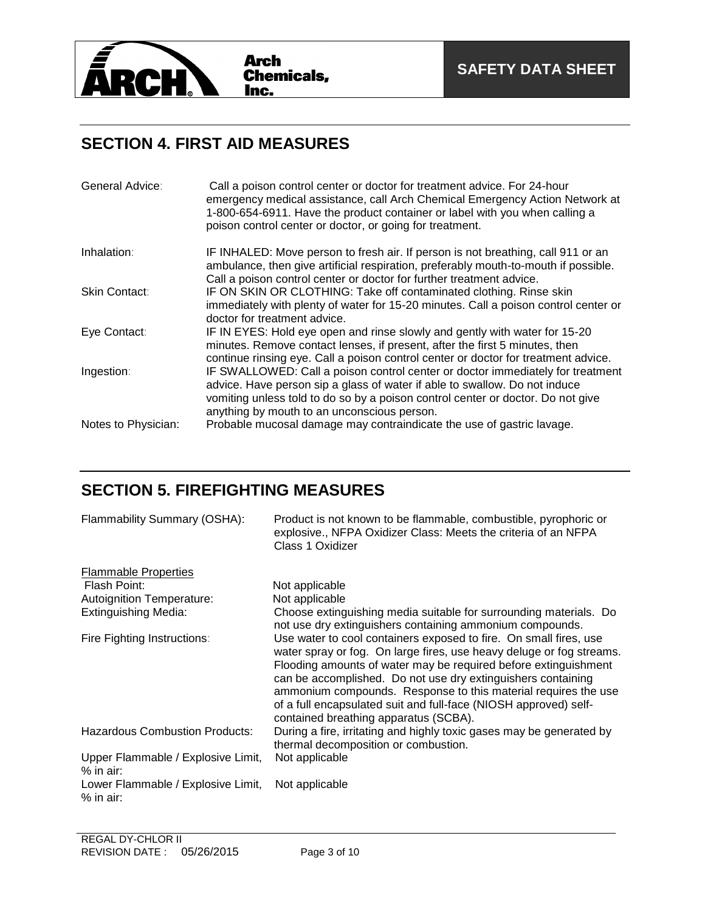## SECTION 4. FIRST AID MEASURES

| | |
|---|---|
| General Advice: | Call a poison control center or doctor for treatment advice. For 24-hour emergency medical assistance, call Arch Chemical Emergency Action Network at 1-800-654-6911. Have the product container or label with you when calling a poison control center or doctor, or going for treatment. |
| Inhalation: | IF INHALED: Move person to fresh air. If person is not breathing, call 911 or an ambulance, then give artificial respiration, preferably mouth-to-mouth if possible. Call a poison control center or doctor for further treatment advice. |
| Skin Contact: | IF ON SKIN OR CLOTHING: Take off contaminated clothing. Rinse skin immediately with plenty of water for 15-20 minutes. Call a poison control center or doctor for treatment advice. |
| Eye Contact: | IF IN EYES: Hold eye open and rinse slowly and gently with water for 15-20 minutes. Remove contact lenses, if present, after the first 5 minutes, then continue rinsing eye. Call a poison control center or doctor for treatment advice. |
| Ingestion: | IF SWALLOWED: Call a poison control center or doctor immediately for treatment advice. Have person sip a glass of water if able to swallow. Do not induce vomiting unless told to do so by a poison control center or doctor. Do not give anything by mouth to an unconscious person. |
| Notes to Physician: | Probable mucosal damage may contraindicate the use of gastric lavage. |

## SECTION 5. FIREFIGHTING MEASURES

| | |
|---|---|
| Flammability Summary (OSHA): | Product is not known to be flammable, combustible, pyrophoric or explosive., NFPA Oxidizer Class: Meets the criteria of an NFPA Class 1 Oxidizer |

<u>Flammable Properties</u>

| | |
|---|---|
| Flash Point: | Not applicable |
| Autoignition Temperature: | Not applicable |
| Extinguishing Media: | Choose extinguishing media suitable for surrounding materials. Do not use dry extinguishers containing ammonium compounds. |
| Fire Fighting Instructions: | Use water to cool containers exposed to fire. On small fires, use water spray or fog. On large fires, use heavy deluge or fog streams. Flooding amounts of water may be required before extinguishment can be accomplished. Do not use dry extinguishers containing ammonium compounds. Response to this material requires the use of a full encapsulated suit and full-face (NIOSH approved) self-contained breathing apparatus (SCBA). |
| Hazardous Combustion Products: | During a fire, irritating and highly toxic gases may be generated by thermal decomposition or combustion. |
| Upper Flammable / Explosive Limit, % in air: | Not applicable |
| Lower Flammable / Explosive Limit, % in air: | Not applicable |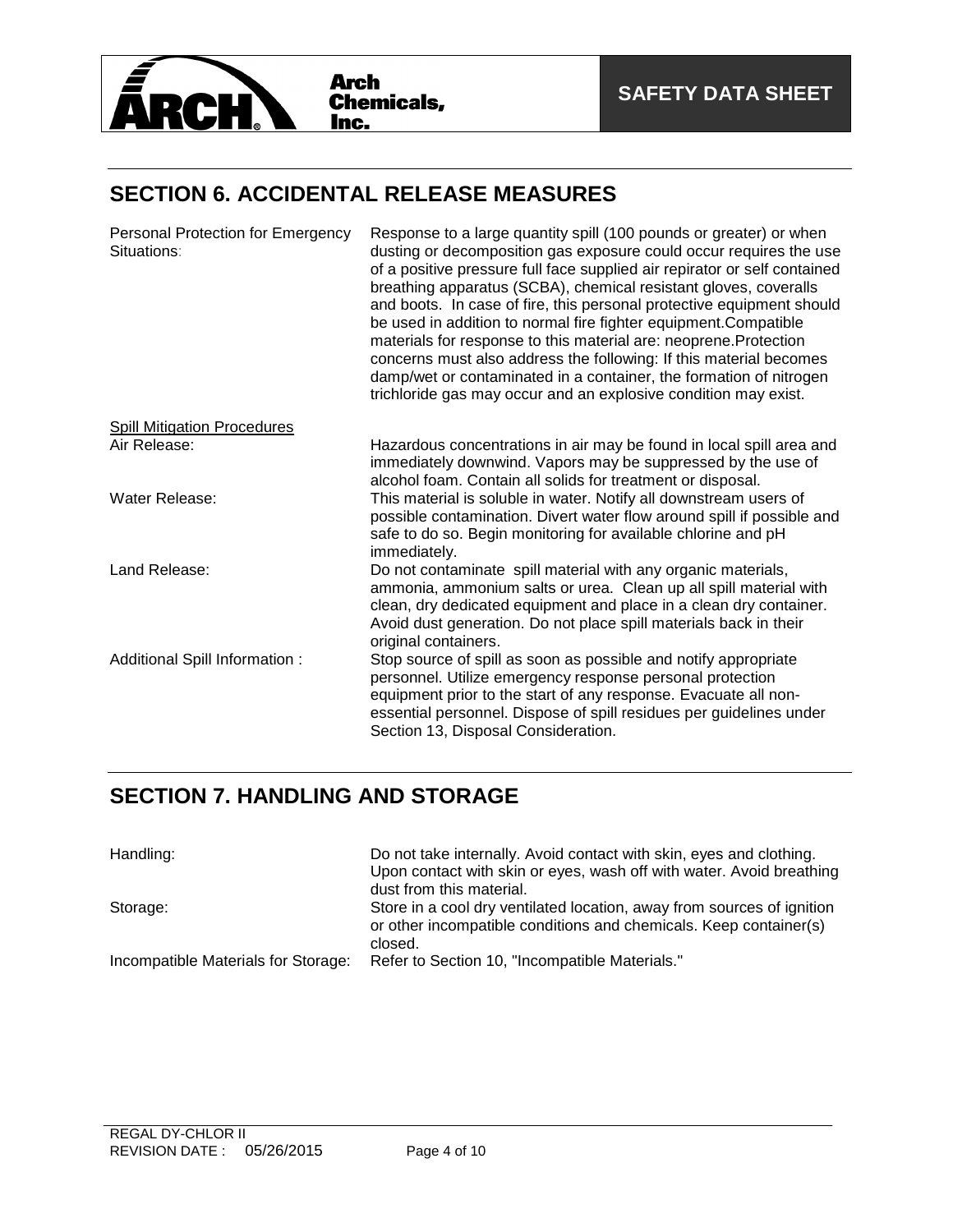## SECTION 6. ACCIDENTAL RELEASE MEASURES

| | |
|---|---|
| Personal Protection for Emergency Situations: | Response to a large quantity spill (100 pounds or greater) or when dusting or decomposition gas exposure could occur requires the use of a positive pressure full face supplied air repirator or self contained breathing apparatus (SCBA), chemical resistant gloves, coveralls and boots. In case of fire, this personal protective equipment should be used in addition to normal fire fighter equipment.Compatible materials for response to this material are: neoprene.Protection concerns must also address the following: If this material becomes damp/wet or contaminated in a container, the formation of nitrogen trichloride gas may occur and an explosive condition may exist. |

**Spill Mitigation Procedures**

| | |
|---|---|
| Air Release: | Hazardous concentrations in air may be found in local spill area and immediately downwind. Vapors may be suppressed by the use of alcohol foam. Contain all solids for treatment or disposal. |
| Water Release: | This material is soluble in water. Notify all downstream users of possible contamination. Divert water flow around spill if possible and safe to do so. Begin monitoring for available chlorine and pH immediately. |
| Land Release: | Do not contaminate spill material with any organic materials, ammonia, ammonium salts or urea. Clean up all spill material with clean, dry dedicated equipment and place in a clean dry container. Avoid dust generation. Do not place spill materials back in their original containers. |
| Additional Spill Information : | Stop source of spill as soon as possible and notify appropriate personnel. Utilize emergency response personal protection equipment prior to the start of any response. Evacuate all non-essential personnel. Dispose of spill residues per guidelines under Section 13, Disposal Consideration. |

## SECTION 7. HANDLING AND STORAGE

| | |
|---|---|
| Handling: | Do not take internally. Avoid contact with skin, eyes and clothing. Upon contact with skin or eyes, wash off with water. Avoid breathing dust from this material. |
| Storage: | Store in a cool dry ventilated location, away from sources of ignition or other incompatible conditions and chemicals. Keep container(s) closed. |
| Incompatible Materials for Storage: | Refer to Section 10, "Incompatible Materials." |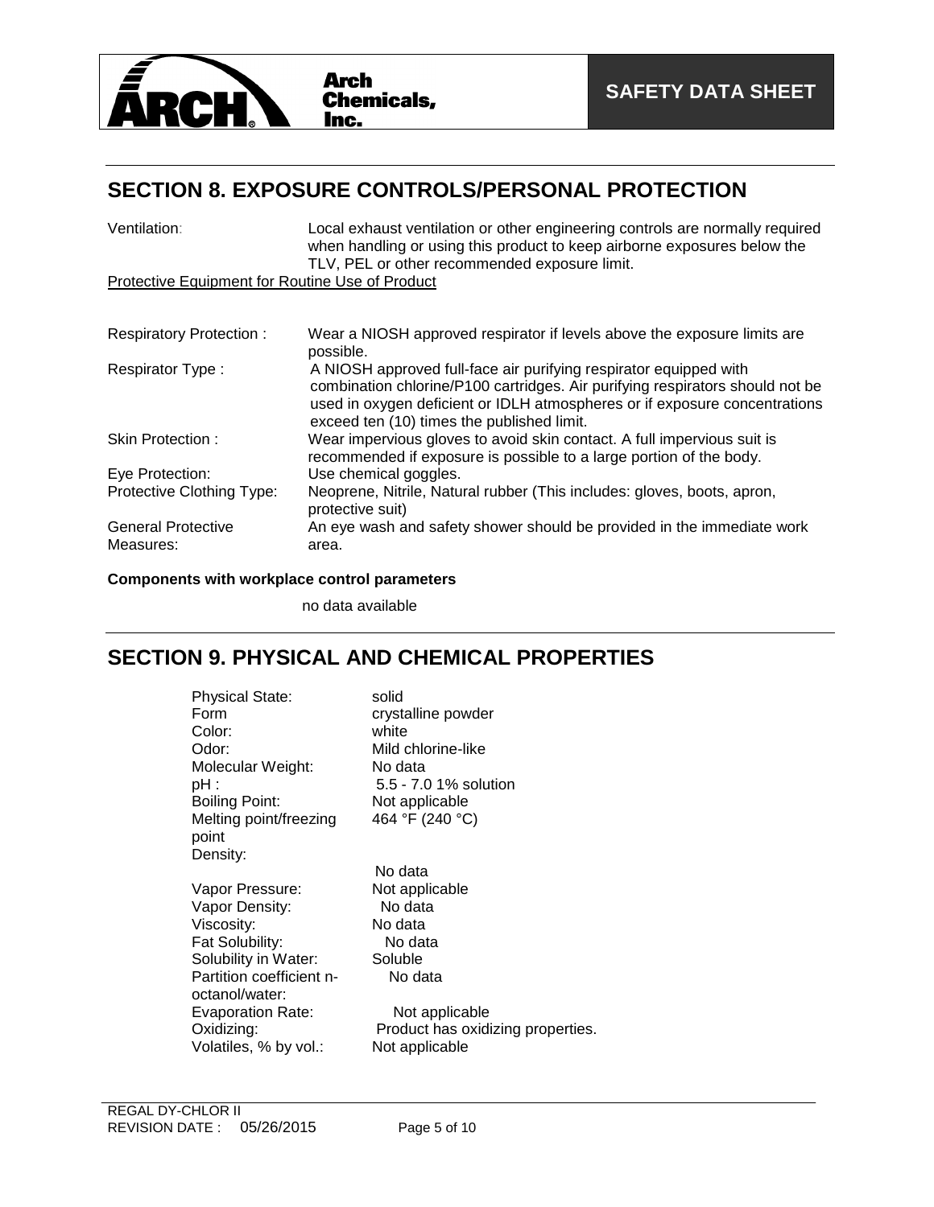## SECTION 8. EXPOSURE CONTROLS/PERSONAL PROTECTION

| | |
|---|---|
| Ventilation: | Local exhaust ventilation or other engineering controls are normally required when handling or using this product to keep airborne exposures below the TLV, PEL or other recommended exposure limit. |

Protective Equipment for Routine Use of Product

| | |
|---|---|
| Respiratory Protection : | Wear a NIOSH approved respirator if levels above the exposure limits are possible. |
| Respirator Type : | A NIOSH approved full-face air purifying respirator equipped with combination chlorine/P100 cartridges. Air purifying respirators should not be used in oxygen deficient or IDLH atmospheres or if exposure concentrations exceed ten (10) times the published limit. |
| Skin Protection : | Wear impervious gloves to avoid skin contact. A full impervious suit is recommended if exposure is possible to a large portion of the body. |
| Eye Protection: | Use chemical goggles. |
| Protective Clothing Type: | Neoprene, Nitrile, Natural rubber (This includes: gloves, boots, apron, protective suit) |
| General Protective Measures: | An eye wash and safety shower should be provided in the immediate work area. |

**Components with workplace control parameters**

no data available

## SECTION 9. PHYSICAL AND CHEMICAL PROPERTIES

| | |
|---|---|
| Physical State: | solid |
| Form | crystalline powder |
| Color: | white |
| Odor: | Mild chlorine-like |
| Molecular Weight: | No data |
| pH : | 5.5 - 7.0 1% solution |
| Boiling Point: | Not applicable |
| Melting point/freezing point | 464 °F (240 °C) |
| Density: | No data |
| Vapor Pressure: | Not applicable |
| Vapor Density: | No data |
| Viscosity: | No data |
| Fat Solubility: | No data |
| Solubility in Water: | Soluble |
| Partition coefficient n-octanol/water: | No data |
| Evaporation Rate: | Not applicable |
| Oxidizing: | Product has oxidizing properties. |
| Volatiles, % by vol.: | Not applicable |

REGAL DY-CHLOR II
REVISION DATE : 05/26/2015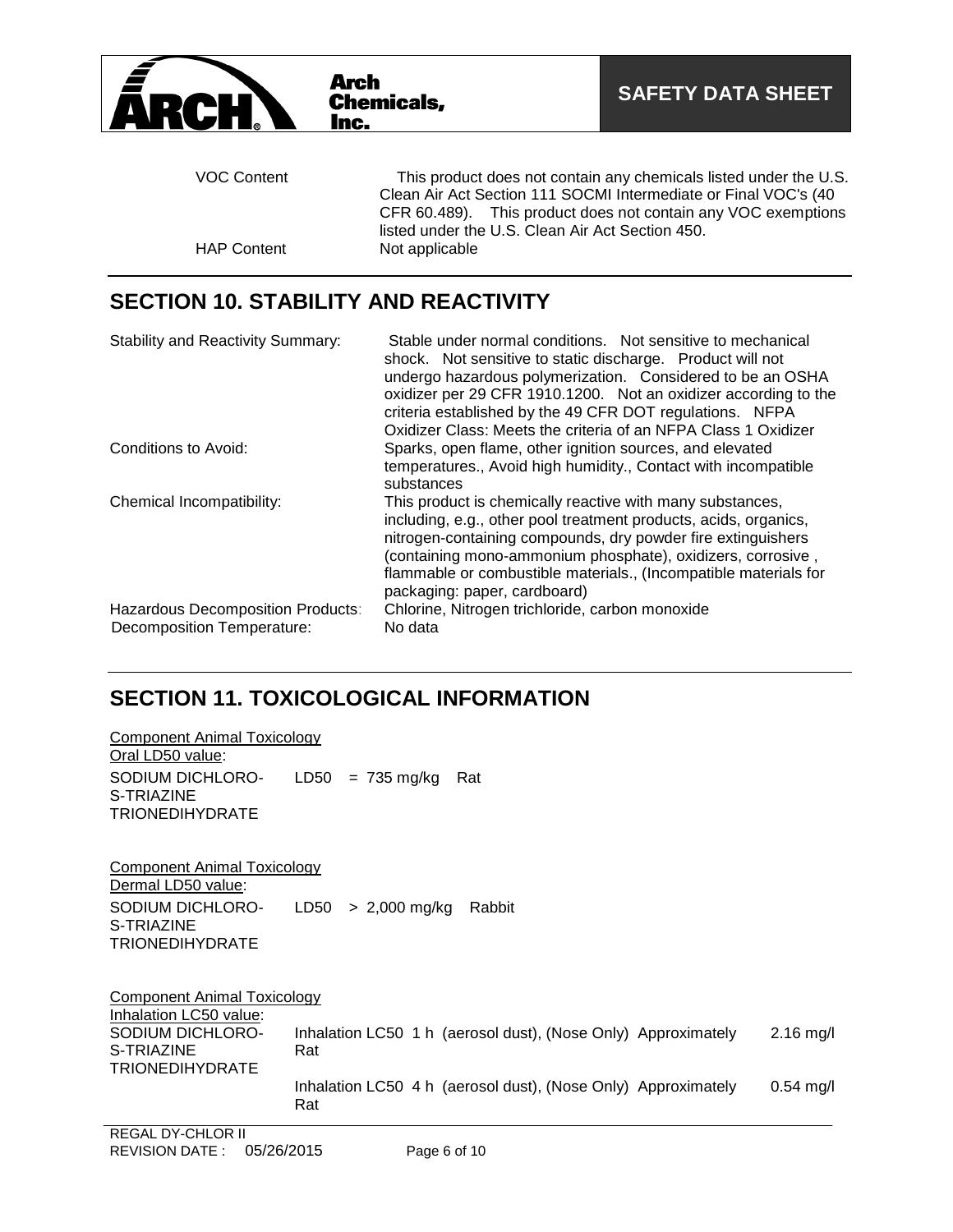| | |
|---|---|
| VOC Content | This product does not contain any chemicals listed under the U.S. Clean Air Act Section 111 SOCMI Intermediate or Final VOC's (40 CFR 60.489). This product does not contain any VOC exemptions listed under the U.S. Clean Air Act Section 450. |
| HAP Content | Not applicable |

## SECTION 10. STABILITY AND REACTIVITY

| | |
|---|---|
| Stability and Reactivity Summary: | Stable under normal conditions. Not sensitive to mechanical shock. Not sensitive to static discharge. Product will not undergo hazardous polymerization. Considered to be an OSHA oxidizer per 29 CFR 1910.1200. Not an oxidizer according to the criteria established by the 49 CFR DOT regulations. NFPA Oxidizer Class: Meets the criteria of an NFPA Class 1 Oxidizer |
| Conditions to Avoid: | Sparks, open flame, other ignition sources, and elevated temperatures., Avoid high humidity., Contact with incompatible substances |
| Chemical Incompatibility: | This product is chemically reactive with many substances, including, e.g., other pool treatment products, acids, organics, nitrogen-containing compounds, dry powder fire extinguishers (containing mono-ammonium phosphate), oxidizers, corrosive , flammable or combustible materials., (Incompatible materials for packaging: paper, cardboard) |
| Hazardous Decomposition Products: | Chlorine, Nitrogen trichloride, carbon monoxide |
| Decomposition Temperature: | No data |

## SECTION 11. TOXICOLOGICAL INFORMATION

Component Animal Toxicology
Oral LD50 value:

| | |
|---|---|
| SODIUM DICHLORO-S-TRIAZINE TRIONEDIHYDRATE | LD50 = 735 mg/kg Rat |

Component Animal Toxicology
Dermal LD50 value:

| | |
|---|---|
| SODIUM DICHLORO-S-TRIAZINE TRIONEDIHYDRATE | LD50 > 2,000 mg/kg Rabbit |

Component Animal Toxicology
Inhalation LC50 value:

| | | |
|---|---|---|
| SODIUM DICHLORO-S-TRIAZINE TRIONEDIHYDRATE | Inhalation LC50 1 h (aerosol dust), (Nose Only) Approximately Rat | 2.16 mg/l |
| | Inhalation LC50 4 h (aerosol dust), (Nose Only) Approximately Rat | 0.54 mg/l |

REGAL DY-CHLOR II
REVISION DATE : 05/26/2015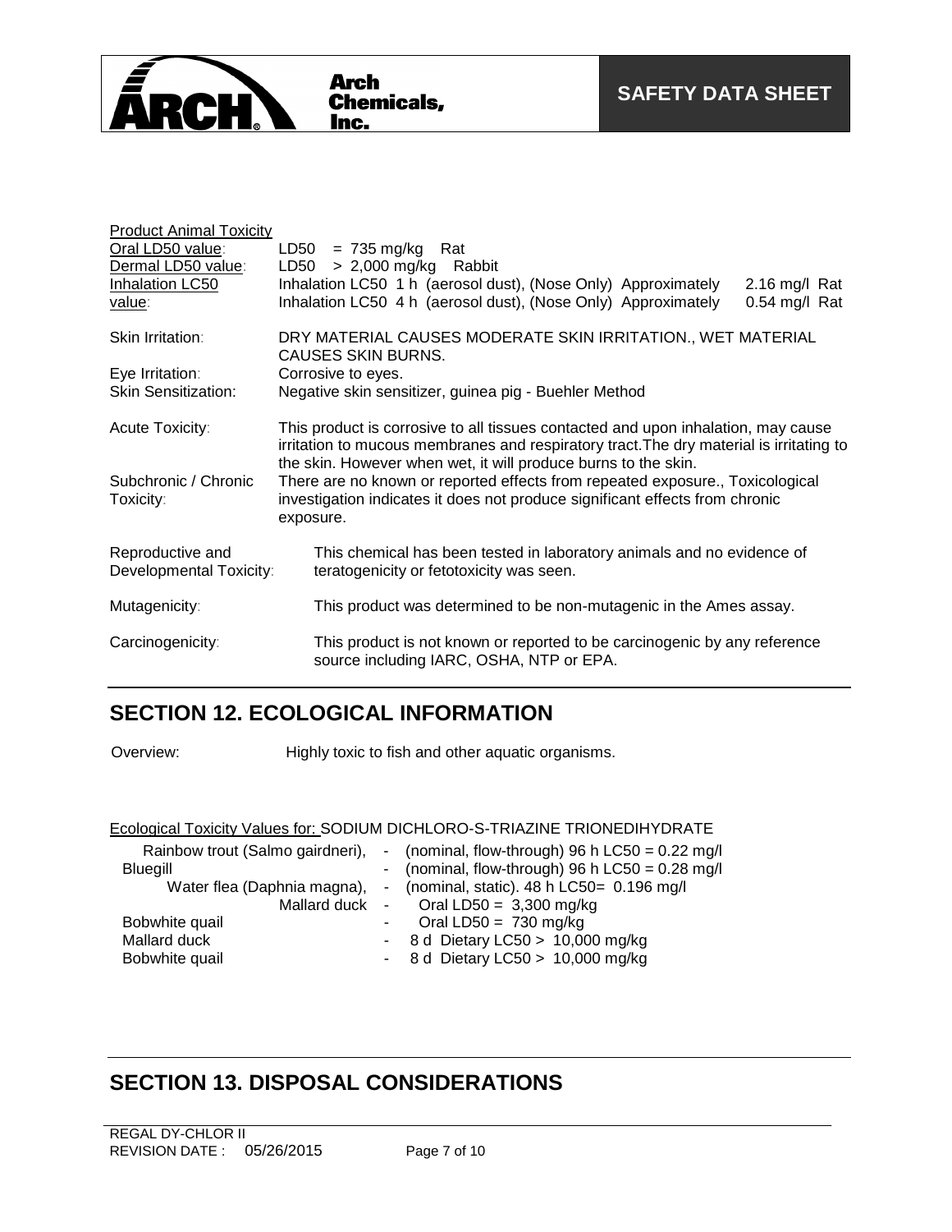**Product Animal Toxicity**

| | |
|---|---|
| Oral LD50 value: | LD50 = 735 mg/kg Rat |
| Dermal LD50 value: | LD50 > 2,000 mg/kg Rabbit |
| Inhalation LC50 value: | Inhalation LC50 1 h (aerosol dust), (Nose Only) Approximately 2.16 mg/l Rat<br>Inhalation LC50 4 h (aerosol dust), (Nose Only) Approximately 0.54 mg/l Rat |
| Skin Irritation: | DRY MATERIAL CAUSES MODERATE SKIN IRRITATION., WET MATERIAL CAUSES SKIN BURNS. |
| Eye Irritation: | Corrosive to eyes. |
| Skin Sensitization: | Negative skin sensitizer, guinea pig - Buehler Method |
| Acute Toxicity: | This product is corrosive to all tissues contacted and upon inhalation, may cause irritation to mucous membranes and respiratory tract.The dry material is irritating to the skin. However when wet, it will produce burns to the skin. |
| Subchronic / Chronic Toxicity: | There are no known or reported effects from repeated exposure., Toxicological investigation indicates it does not produce significant effects from chronic exposure. |
| Reproductive and Developmental Toxicity: | This chemical has been tested in laboratory animals and no evidence of teratogenicity or fetotoxicity was seen. |
| Mutagenicity: | This product was determined to be non-mutagenic in the Ames assay. |
| Carcinogenicity: | This product is not known or reported to be carcinogenic by any reference source including IARC, OSHA, NTP or EPA. |

## SECTION 12. ECOLOGICAL INFORMATION

Overview: Highly toxic to fish and other aquatic organisms.

Ecological Toxicity Values for: SODIUM DICHLORO-S-TRIAZINE TRIONEDIHYDRATE

| | | |
|---|---|---|
| Rainbow trout (Salmo gairdneri), | - | (nominal, flow-through) 96 h LC50 = 0.22 mg/l |
| Bluegill | - | (nominal, flow-through) 96 h LC50 = 0.28 mg/l |
| Water flea (Daphnia magna), | - | (nominal, static). 48 h LC50= 0.196 mg/l |
| Mallard duck | - | Oral LD50 = 3,300 mg/kg |
| Bobwhite quail | - | Oral LD50 = 730 mg/kg |
| Mallard duck | - | 8 d Dietary LC50 > 10,000 mg/kg |
| Bobwhite quail | - | 8 d Dietary LC50 > 10,000 mg/kg |

## SECTION 13. DISPOSAL CONSIDERATIONS

REGAL DY-CHLOR II
REVISION DATE : 05/26/2015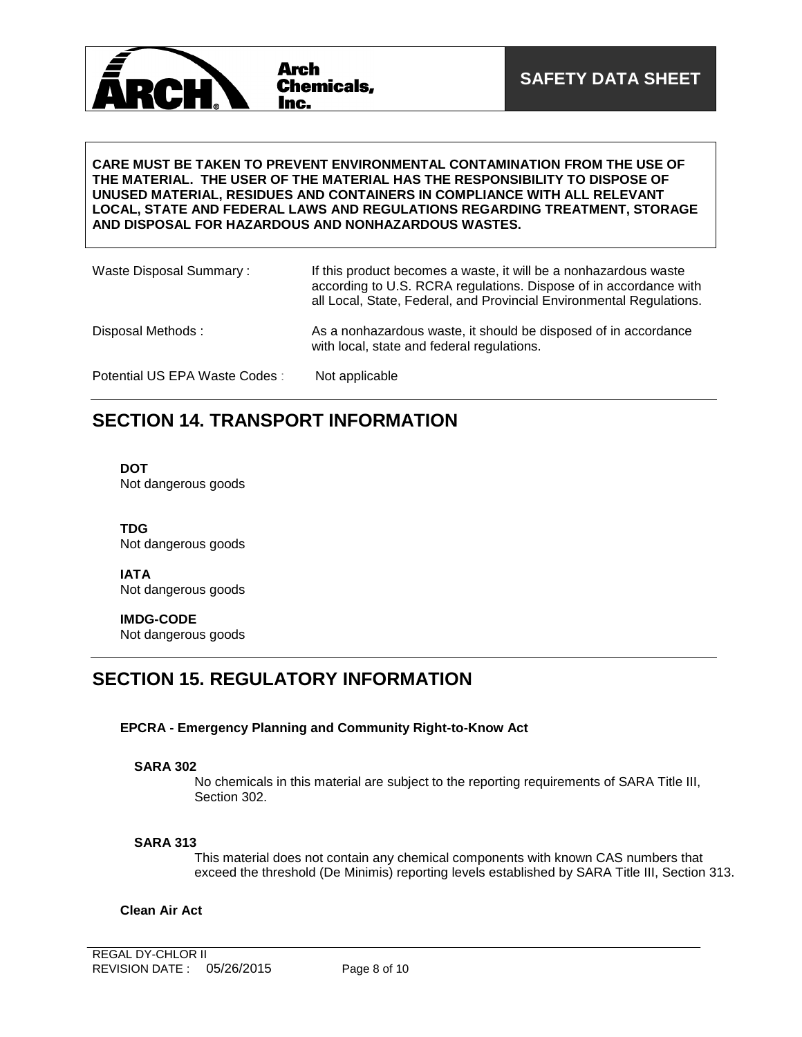**CARE MUST BE TAKEN TO PREVENT ENVIRONMENTAL CONTAMINATION FROM THE USE OF THE MATERIAL. THE USER OF THE MATERIAL HAS THE RESPONSIBILITY TO DISPOSE OF UNUSED MATERIAL, RESIDUES AND CONTAINERS IN COMPLIANCE WITH ALL RELEVANT LOCAL, STATE AND FEDERAL LAWS AND REGULATIONS REGARDING TREATMENT, STORAGE AND DISPOSAL FOR HAZARDOUS AND NONHAZARDOUS WASTES.**

| | |
|---|---|
| Waste Disposal Summary : | If this product becomes a waste, it will be a nonhazardous waste according to U.S. RCRA regulations. Dispose of in accordance with all Local, State, Federal, and Provincial Environmental Regulations. |
| Disposal Methods : | As a nonhazardous waste, it should be disposed of in accordance with local, state and federal regulations. |
| Potential US EPA Waste Codes : | Not applicable |

## SECTION 14. TRANSPORT INFORMATION

**DOT**
Not dangerous goods

**TDG**
Not dangerous goods

**IATA**
Not dangerous goods

**IMDG-CODE**
Not dangerous goods

## SECTION 15. REGULATORY INFORMATION

**EPCRA - Emergency Planning and Community Right-to-Know Act**

**SARA 302**

No chemicals in this material are subject to the reporting requirements of SARA Title III, Section 302.

**SARA 313**

This material does not contain any chemical components with known CAS numbers that exceed the threshold (De Minimis) reporting levels established by SARA Title III, Section 313.

**Clean Air Act**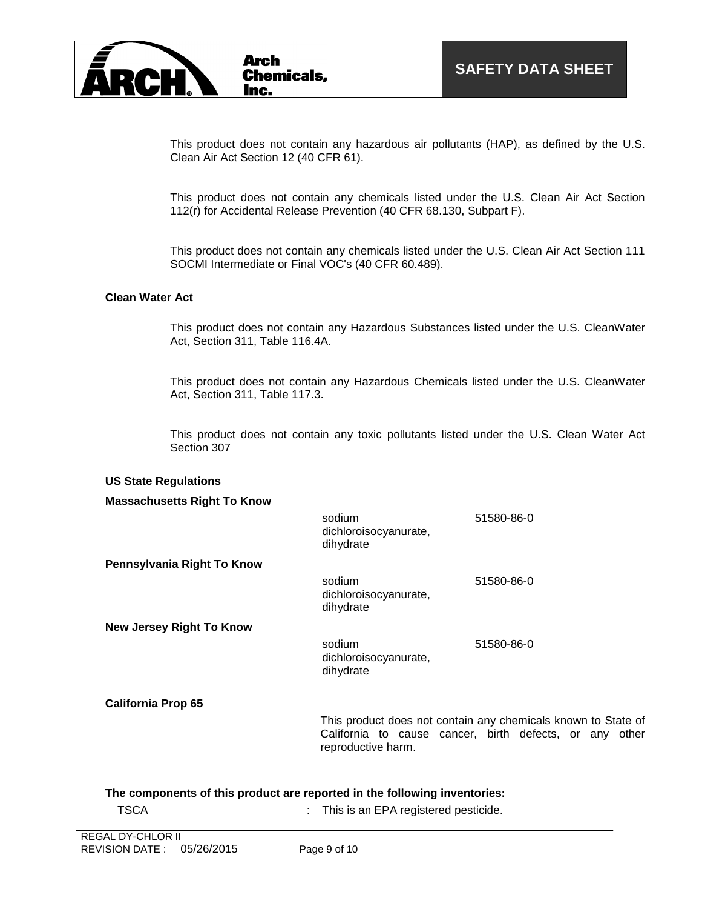This product does not contain any hazardous air pollutants (HAP), as defined by the U.S. Clean Air Act Section 12 (40 CFR 61).

This product does not contain any chemicals listed under the U.S. Clean Air Act Section 112(r) for Accidental Release Prevention (40 CFR 68.130, Subpart F).

This product does not contain any chemicals listed under the U.S. Clean Air Act Section 111 SOCMI Intermediate or Final VOC's (40 CFR 60.489).

**Clean Water Act**

This product does not contain any Hazardous Substances listed under the U.S. CleanWater Act, Section 311, Table 116.4A.

This product does not contain any Hazardous Chemicals listed under the U.S. CleanWater Act, Section 311, Table 117.3.

This product does not contain any toxic pollutants listed under the U.S. Clean Water Act Section 307

**US State Regulations**

| | | |
|---|---|---|
| **Massachusetts Right To Know** | sodium dichloroisocyanurate, dihydrate | 51580-86-0 |
| **Pennsylvania Right To Know** | sodium dichloroisocyanurate, dihydrate | 51580-86-0 |
| **New Jersey Right To Know** | sodium dichloroisocyanurate, dihydrate | 51580-86-0 |

**California Prop 65**

This product does not contain any chemicals known to State of California to cause cancer, birth defects, or any other reproductive harm.

**The components of this product are reported in the following inventories:**

TSCA : This is an EPA registered pesticide.

REGAL DY-CHLOR II
REVISION DATE : 05/26/2015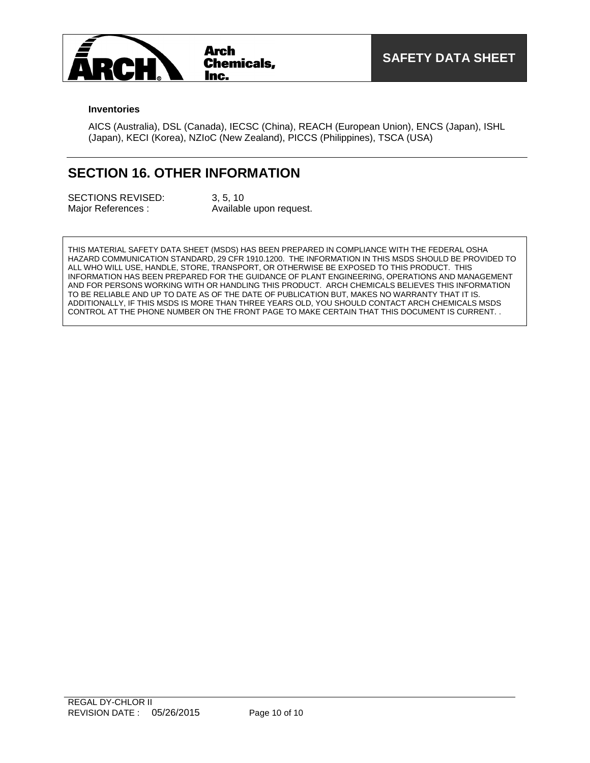**Inventories**

AICS (Australia), DSL (Canada), IECSC (China), REACH (European Union), ENCS (Japan), ISHL (Japan), KECI (Korea), NZIoC (New Zealand), PICCS (Philippines), TSCA (USA)

## SECTION 16. OTHER INFORMATION

SECTIONS REVISED: 3, 5, 10
Major References : Available upon request.

THIS MATERIAL SAFETY DATA SHEET (MSDS) HAS BEEN PREPARED IN COMPLIANCE WITH THE FEDERAL OSHA HAZARD COMMUNICATION STANDARD, 29 CFR 1910.1200. THE INFORMATION IN THIS MSDS SHOULD BE PROVIDED TO ALL WHO WILL USE, HANDLE, STORE, TRANSPORT, OR OTHERWISE BE EXPOSED TO THIS PRODUCT. THIS INFORMATION HAS BEEN PREPARED FOR THE GUIDANCE OF PLANT ENGINEERING, OPERATIONS AND MANAGEMENT AND FOR PERSONS WORKING WITH OR HANDLING THIS PRODUCT. ARCH CHEMICALS BELIEVES THIS INFORMATION TO BE RELIABLE AND UP TO DATE AS OF THE DATE OF PUBLICATION BUT, MAKES NO WARRANTY THAT IT IS. ADDITIONALLY, IF THIS MSDS IS MORE THAN THREE YEARS OLD, YOU SHOULD CONTACT ARCH CHEMICALS MSDS CONTROL AT THE PHONE NUMBER ON THE FRONT PAGE TO MAKE CERTAIN THAT THIS DOCUMENT IS CURRENT. .